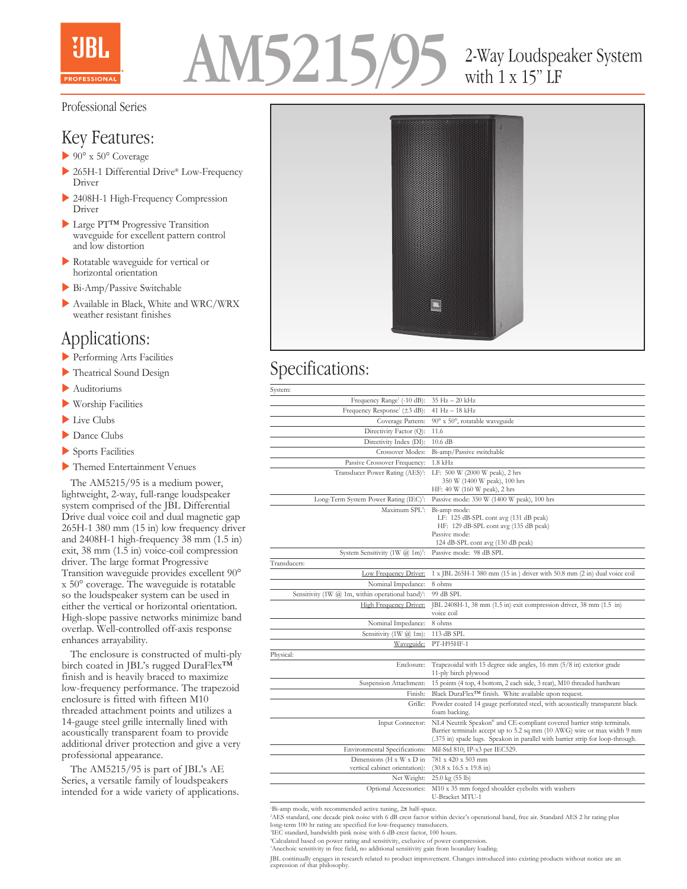# AM5215/95

## 2-Way Loudspeaker System with 1 x 15" LF

Professional Series

## Key Features:

- 90° x 50° Coverage
- 265H-1 Differential Drive® Low-Frequency Driver
- 2408H-1 High-Frequency Compression Driver
- Large PT™ Progressive Transition waveguide for excellent pattern control and low distortion
- Rotatable waveguide for vertical or horizontal orientation
- Bi-Amp/Passive Switchable
- Available in Black, White and WRC/WRX weather resistant finishes

## Applications:

- Performing Arts Facilities
- Theatrical Sound Design
- Auditoriums
- Worship Facilities
- Live Clubs
- Dance Clubs
- Sports Facilities
- Themed Entertainment Venues

The AM5215/95 is a medium power, lightweight, 2-way, full-range loudspeaker system comprised of the JBL Differential Drive dual voice coil and dual magnetic gap 265H-1 380 mm (15 in) low frequency driver and 2408H-1 high-frequency 38 mm (1.5 in) exit, 38 mm (1.5 in) voice-coil compression driver. The large format Progressive Transition waveguide provides excellent 90° x 50° coverage. The waveguide is rotatable so the loudspeaker system can be used in either the vertical or horizontal orientation. High-slope passive networks minimize band overlap. Well-controlled off-axis response enhances arrayability.

The enclosure is constructed of multi-ply birch coated in JBL's rugged DuraFlex™ finish and is heavily braced to maximize low-frequency performance. The trapezoid enclosure is fitted with fifteen M10 threaded attachment points and utilizes a 14-gauge steel grille internally lined with acoustically transparent foam to provide additional driver protection and give a very professional appearance.

The AM5215/95 is part of JBL's AE Series, a versatile family of loudspeakers intended for a wide variety of applications.

## Specifications:

| | |
|---|---|
| **System:** | |
| Frequency Range[1] (-10 dB): | 35 Hz – 20 kHz |
| Frequency Response[1] (±3 dB): | 41 Hz – 18 kHz |
| Coverage Pattern: | 90° x 50°, rotatable waveguide |
| Directivity Factor (Q): | 11.6 |
| Directivity Index (DI): | 10.6 dB |
| Crossover Modes: | Bi-amp/Passive switchable |
| Passive Crossover Frequency: | 1.8 kHz |
| Transducer Power Rating (AES)[2]: | LF: 500 W (2000 W peak), 2 hrs<br>350 W (1400 W peak), 100 hrs<br>HF: 40 W (160 W peak), 2 hrs |
| Long-Term System Power Rating (IEC)[3]: | Passive mode: 350 W (1400 W peak), 100 hrs |
| Maximum SPL[4]: | Bi-amp mode:<br>LF: 125 dB-SPL cont avg (131 dB peak)<br>HF: 129 dB-SPL cont avg (135 dB peak)<br>Passive mode:<br>124 dB-SPL cont avg (130 dB peak) |
| System Sensitivity (1W @ 1m)[5]: | Passive mode: 98 dB SPL |
| **Transducers:** | |
| Low Frequency Driver: | 1 x JBL 265H-1 380 mm (15 in ) driver with 50.8 mm (2 in) dual voice coil |
| Nominal Impedance: | 8 ohms |
| Sensitivity (1W @ 1m, within operational band)[5]: | 99 dB SPL |
| High Frequency Driver: | JBL 2408H-1, 38 mm (1.5 in) exit compression driver, 38 mm (1.5 in) voice coil |
| Nominal Impedance: | 8 ohms |
| Sensitivity (1W @ 1m): | 113 dB SPL |
| Waveguide: | PT-H95HF-1 |
| **Physical:** | |
| Enclosure: | Trapezoidal with 15 degree side angles, 16 mm (5/8 in) exterior grade 11-ply birch plywood |
| Suspension Attachment: | 15 points (4 top, 4 bottom, 2 each side, 3 rear), M10 threaded hardware |
| Finish: | Black DuraFlex™ finish. White available upon request. |
| Grille: | Powder coated 14 gauge perforated steel, with acoustically transparent black foam backing. |
| Input Connector: | NL4 Neutrik Speakon® and CE-compliant covered barrier strip terminals. Barrier terminals accept up to 5.2 sq mm (10 AWG) wire or max width 9 mm (.375 in) spade lugs. Speakon in parallel with barrier strip for loop-through. |
| Environmental Specifications: | Mil-Std 810; IP-x3 per IEC529. |
| Dimensions (H x W x D in vertical cabinet orientation): | 781 x 420 x 503 mm<br>(30.8 x 16.5 x 19.8 in) |
| Net Weight: | 25.0 kg (55 lb) |
| Optional Accessories: | M10 x 35 mm forged shoulder eyebolts with washers<br>U-Bracket MTU-1 |

[1]Bi-amp mode, with recommended active tuning, 2π half-space.
[2]AES standard, one decade pink noise with 6 dB crest factor within device's operational band, free air. Standard AES 2 hr rating plus long-term 100 hr rating are specified for low-frequency transducers.
[3]IEC standard, bandwidth pink noise with 6 dB crest factor, 100 hours.
[4]Calculated based on power rating and sensitivity, exclusive of power compression.
[5]Anechoic sensitivity in free field, no additional sensitivity gain from boundary loading.

JBL continually engages in research related to product improvement. Changes introduced into existing products without notice are an expression of that philosophy.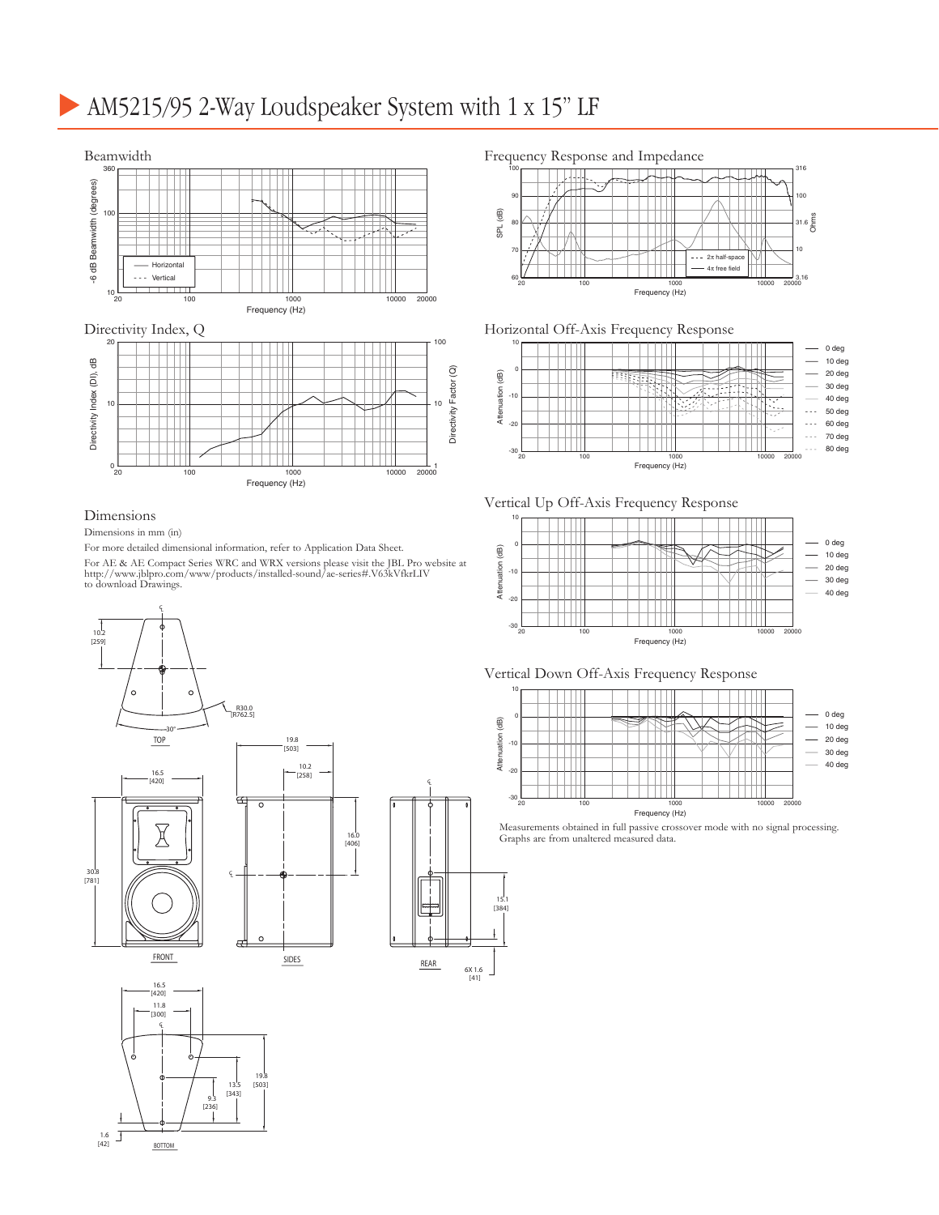# AM5215/95 2-Way Loudspeaker System with 1 x 15" LF

## Beamwidth

## Directivity Index, Q

## Dimensions

Dimensions in mm (in)

For more detailed dimensional information, refer to Application Data Sheet.

For AE & AE Compact Series WRC and WRX versions please visit the JBL Pro website at http://www.jblpro.com/www/products/installed-sound/ae-series#.V63kVfkrLIV to download Drawings.

## Frequency Response and Impedance

## Horizontal Off-Axis Frequency Response

## Vertical Up Off-Axis Frequency Response

## Vertical Down Off-Axis Frequency Response

Measurements obtained in full passive crossover mode with no signal processing. Graphs are from unaltered measured data.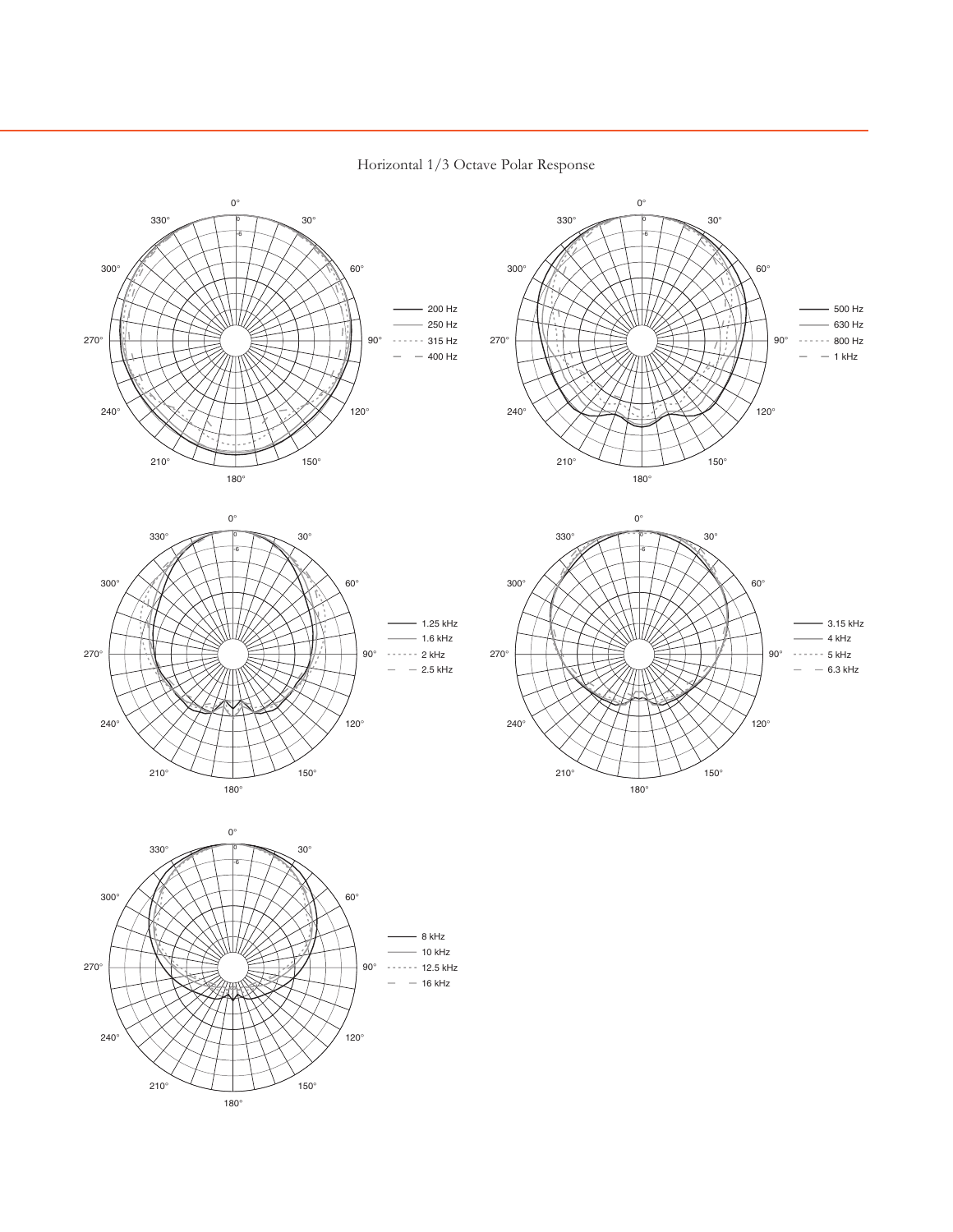Horizontal 1/3 Octave Polar Response

- 200 Hz
- 250 Hz
- 315 Hz
- 400 Hz

- 500 Hz
- 630 Hz
- 800 Hz
- 1 kHz

- 1.25 kHz
- 1.6 kHz
- 2 kHz
- 2.5 kHz

- 3.15 kHz
- 4 kHz
- 5 kHz
- 6.3 kHz

- 8 kHz
- 10 kHz
- 12.5 kHz
- 16 kHz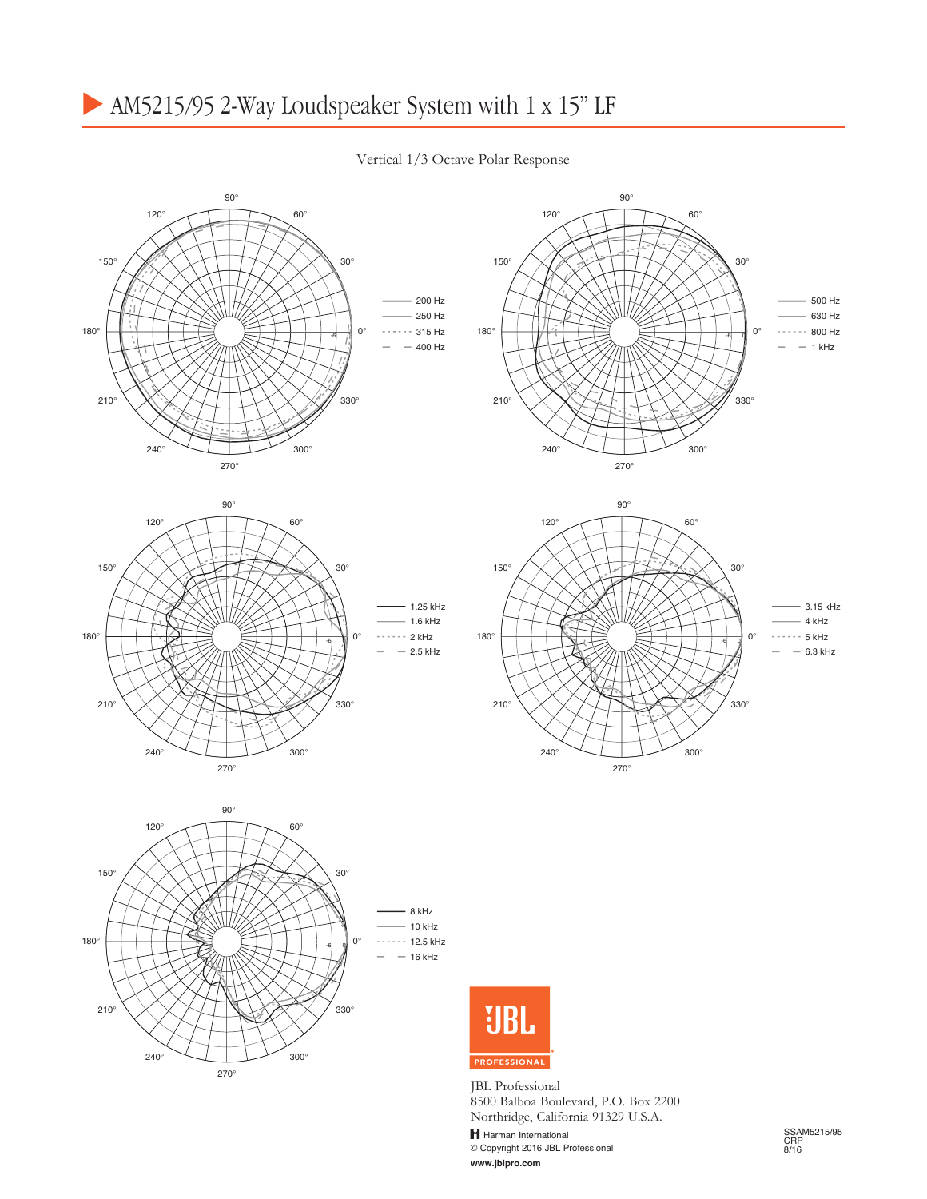# AM5215/95 2-Way Loudspeaker System with 1 x 15" LF

Vertical 1/3 Octave Polar Response

90°
120°
60°
150°
30°
180°
0°
210°
330°
240°
300°
270°
-6
0

200 Hz
250 Hz
315 Hz
400 Hz

90°
120°
60°
150°
30°
180°
0°
210°
330°
240°
300°
270°
-6
0

500 Hz
630 Hz
800 Hz
1 kHz

90°
120°
60°
150°
30°
180°
0°
210°
330°
240°
300°
270°
-6
0

1.25 kHz
1.6 kHz
2 kHz
2.5 kHz

90°
120°
60°
150°
30°
180°
0°
210°
330°
240°
300°
270°
-6
0

3.15 kHz
4 kHz
5 kHz
6.3 kHz

90°
120°
60°
150°
30°
180°
0°
210°
330°
240°
300°
270°
-6
0

8 kHz
10 kHz
12.5 kHz
16 kHz

JBL PROFESSIONAL

JBL Professional
8500 Balboa Boulevard, P.O. Box 2200
Northridge, California 91329 U.S.A.

Harman International
© Copyright 2016 JBL Professional
www.jblpro.com

SSAM5215/95
CRP
8/16